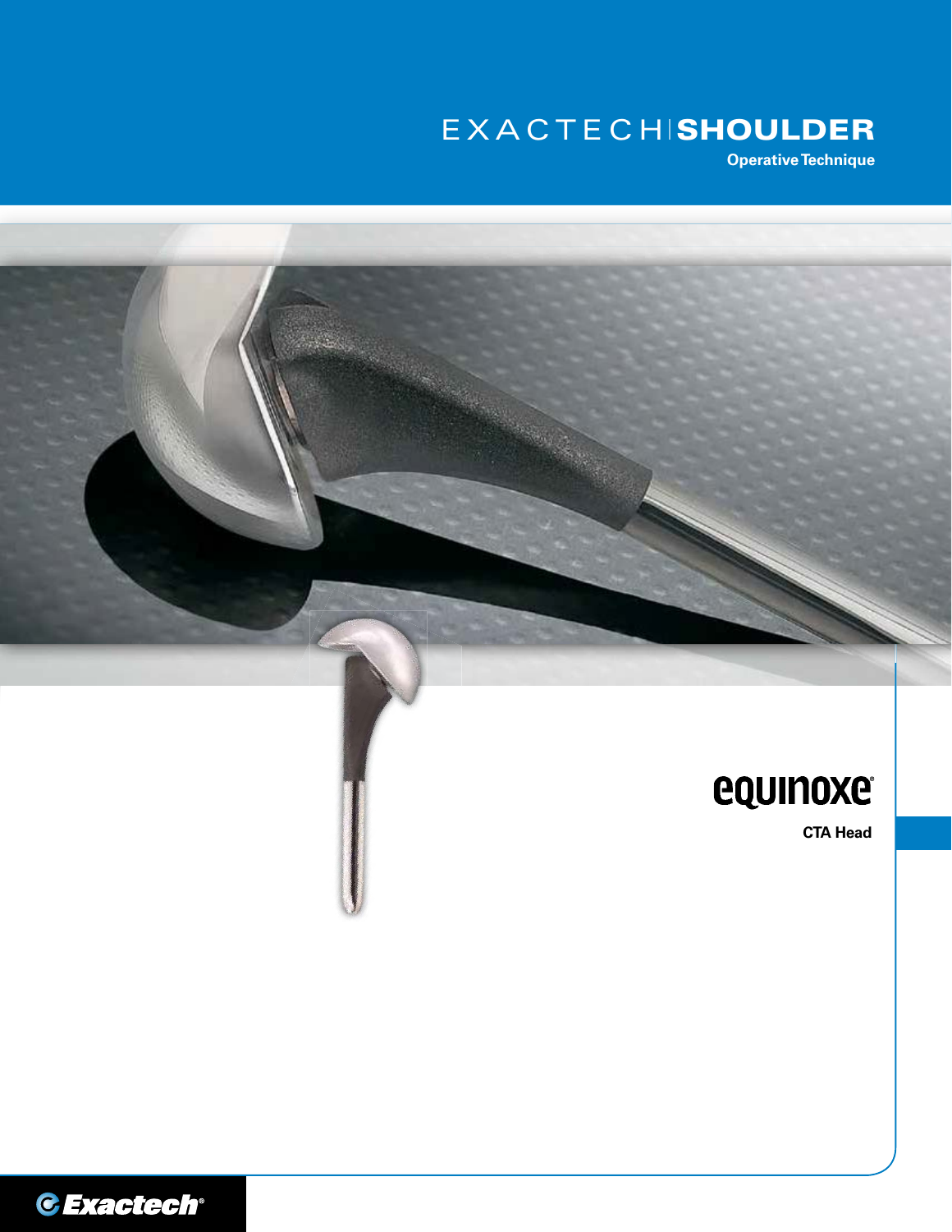# EXACTECH | SHOULDER

**Operative Technique**

# equinoxe®

**CTA Head**

Exactech®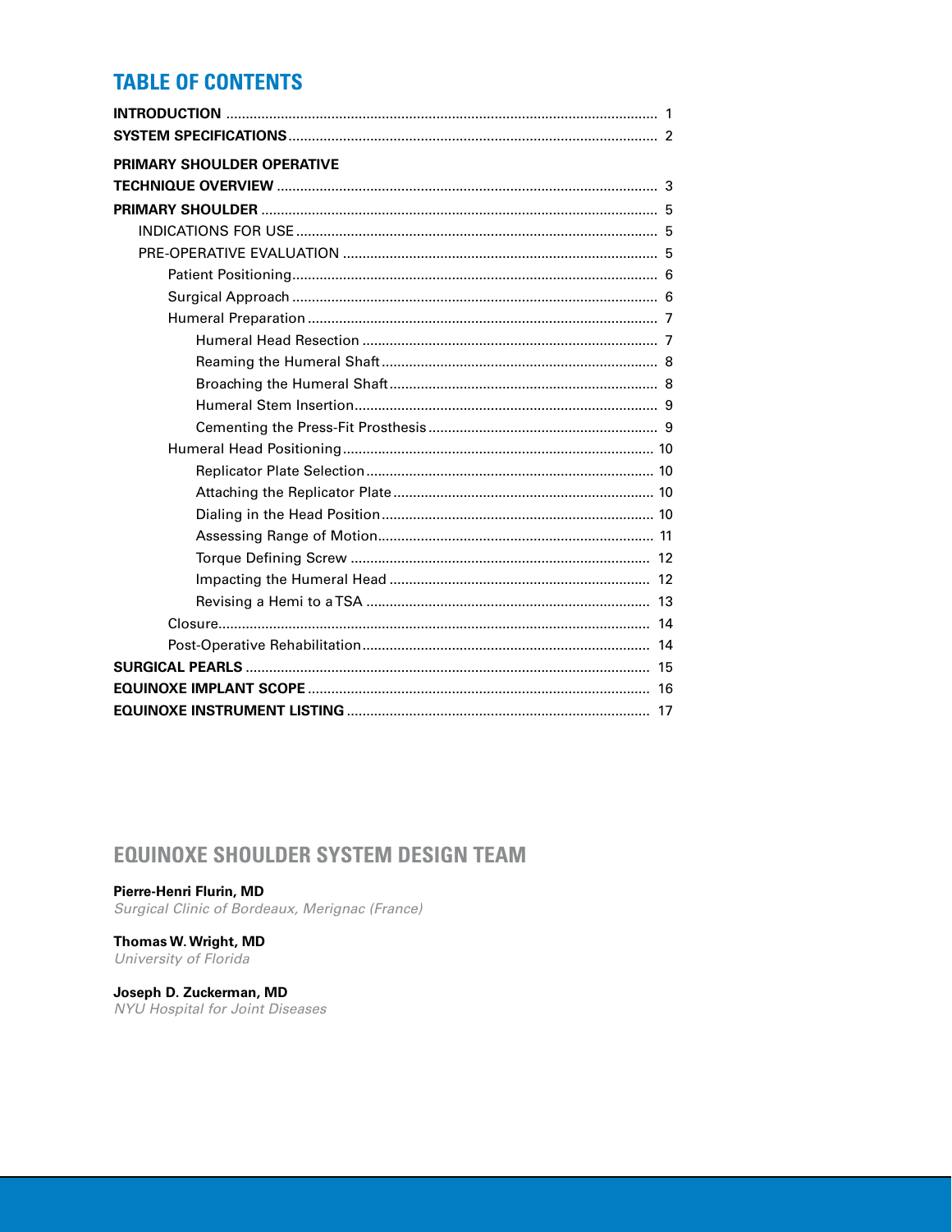## TABLE OF CONTENTS

| | |
|---|---|
| **INTRODUCTION** | 1 |
| **SYSTEM SPECIFICATIONS** | 2 |
| **PRIMARY SHOULDER OPERATIVE TECHNIQUE OVERVIEW** | 3 |
| **PRIMARY SHOULDER** | 5 |
| INDICATIONS FOR USE | 5 |
| PRE-OPERATIVE EVALUATION | 5 |
| Patient Positioning | 6 |
| Surgical Approach | 6 |
| Humeral Preparation | 7 |
| Humeral Head Resection | 7 |
| Reaming the Humeral Shaft | 8 |
| Broaching the Humeral Shaft | 8 |
| Humeral Stem Insertion | 9 |
| Cementing the Press-Fit Prosthesis | 9 |
| Humeral Head Positioning | 10 |
| Replicator Plate Selection | 10 |
| Attaching the Replicator Plate | 10 |
| Dialing in the Head Position | 10 |
| Assessing Range of Motion | 11 |
| Torque Defining Screw | 12 |
| Impacting the Humeral Head | 12 |
| Revising a Hemi to a TSA | 13 |
| Closure | 14 |
| Post-Operative Rehabilitation | 14 |
| **SURGICAL PEARLS** | 15 |
| **EQUINOXE IMPLANT SCOPE** | 16 |
| **EQUINOXE INSTRUMENT LISTING** | 17 |

## EQUINOXE SHOULDER SYSTEM DESIGN TEAM

**Pierre-Henri Flurin, MD**
*Surgical Clinic of Bordeaux, Merignac (France)*

**Thomas W. Wright, MD**
*University of Florida*

**Joseph D. Zuckerman, MD**
*NYU Hospital for Joint Diseases*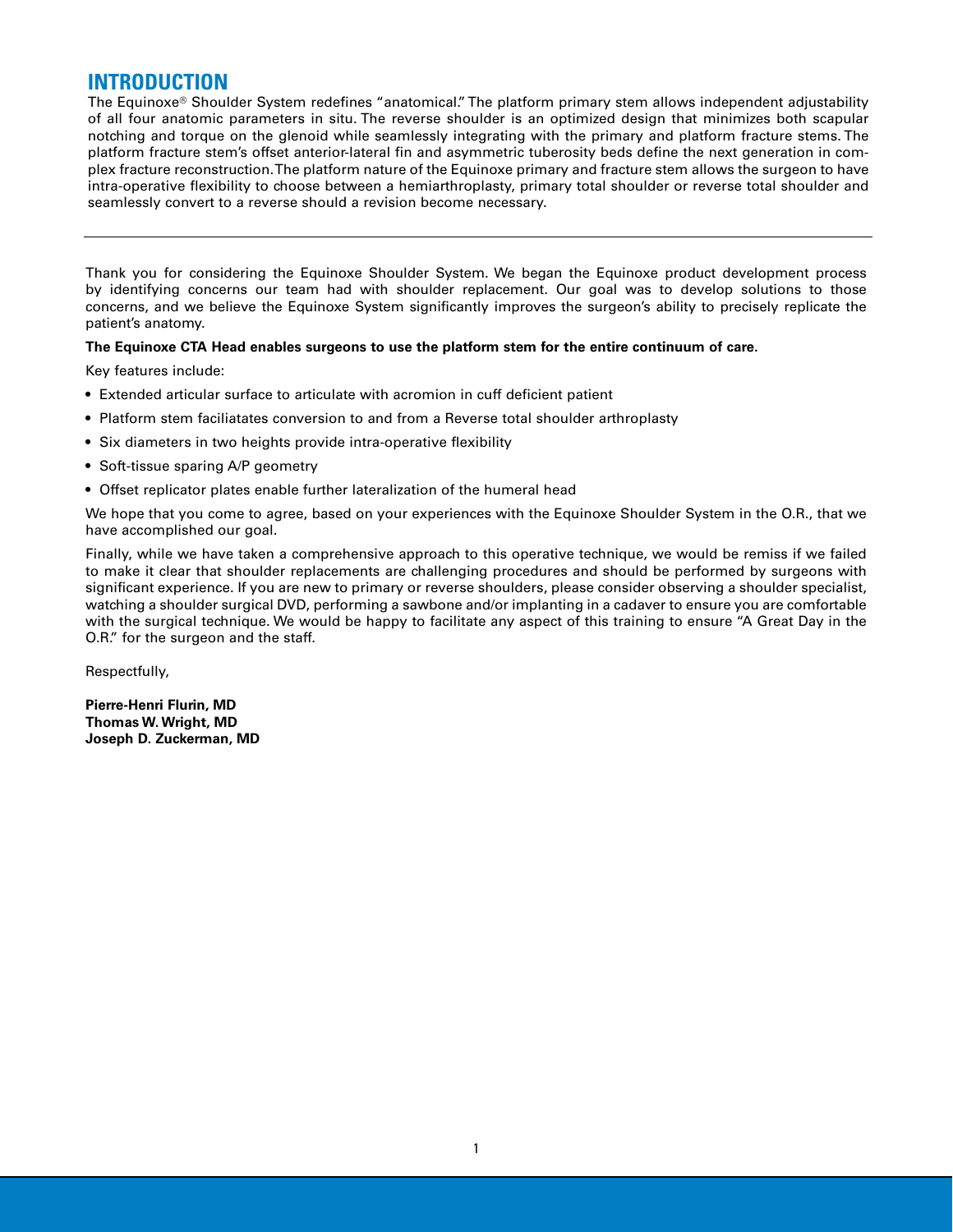# INTRODUCTION

The Equinoxe® Shoulder System redefines "anatomical." The platform primary stem allows independent adjustability of all four anatomic parameters in situ. The reverse shoulder is an optimized design that minimizes both scapular notching and torque on the glenoid while seamlessly integrating with the primary and platform fracture stems. The platform fracture stem's offset anterior-lateral fin and asymmetric tuberosity beds define the next generation in complex fracture reconstruction. The platform nature of the Equinoxe primary and fracture stem allows the surgeon to have intra-operative flexibility to choose between a hemiarthroplasty, primary total shoulder or reverse total shoulder and seamlessly convert to a reverse should a revision become necessary.

---

Thank you for considering the Equinoxe Shoulder System. We began the Equinoxe product development process by identifying concerns our team had with shoulder replacement. Our goal was to develop solutions to those concerns, and we believe the Equinoxe System significantly improves the surgeon's ability to precisely replicate the patient's anatomy.

**The Equinoxe CTA Head enables surgeons to use the platform stem for the entire continuum of care.**

Key features include:

- Extended articular surface to articulate with acromion in cuff deficient patient
- Platform stem faciliatates conversion to and from a Reverse total shoulder arthroplasty
- Six diameters in two heights provide intra-operative flexibility
- Soft-tissue sparing A/P geometry
- Offset replicator plates enable further lateralization of the humeral head

We hope that you come to agree, based on your experiences with the Equinoxe Shoulder System in the O.R., that we have accomplished our goal.

Finally, while we have taken a comprehensive approach to this operative technique, we would be remiss if we failed to make it clear that shoulder replacements are challenging procedures and should be performed by surgeons with significant experience. If you are new to primary or reverse shoulders, please consider observing a shoulder specialist, watching a shoulder surgical DVD, performing a sawbone and/or implanting in a cadaver to ensure you are comfortable with the surgical technique. We would be happy to facilitate any aspect of this training to ensure "A Great Day in the O.R." for the surgeon and the staff.

Respectfully,

**Pierre-Henri Flurin, MD**
**Thomas W. Wright, MD**
**Joseph D. Zuckerman, MD**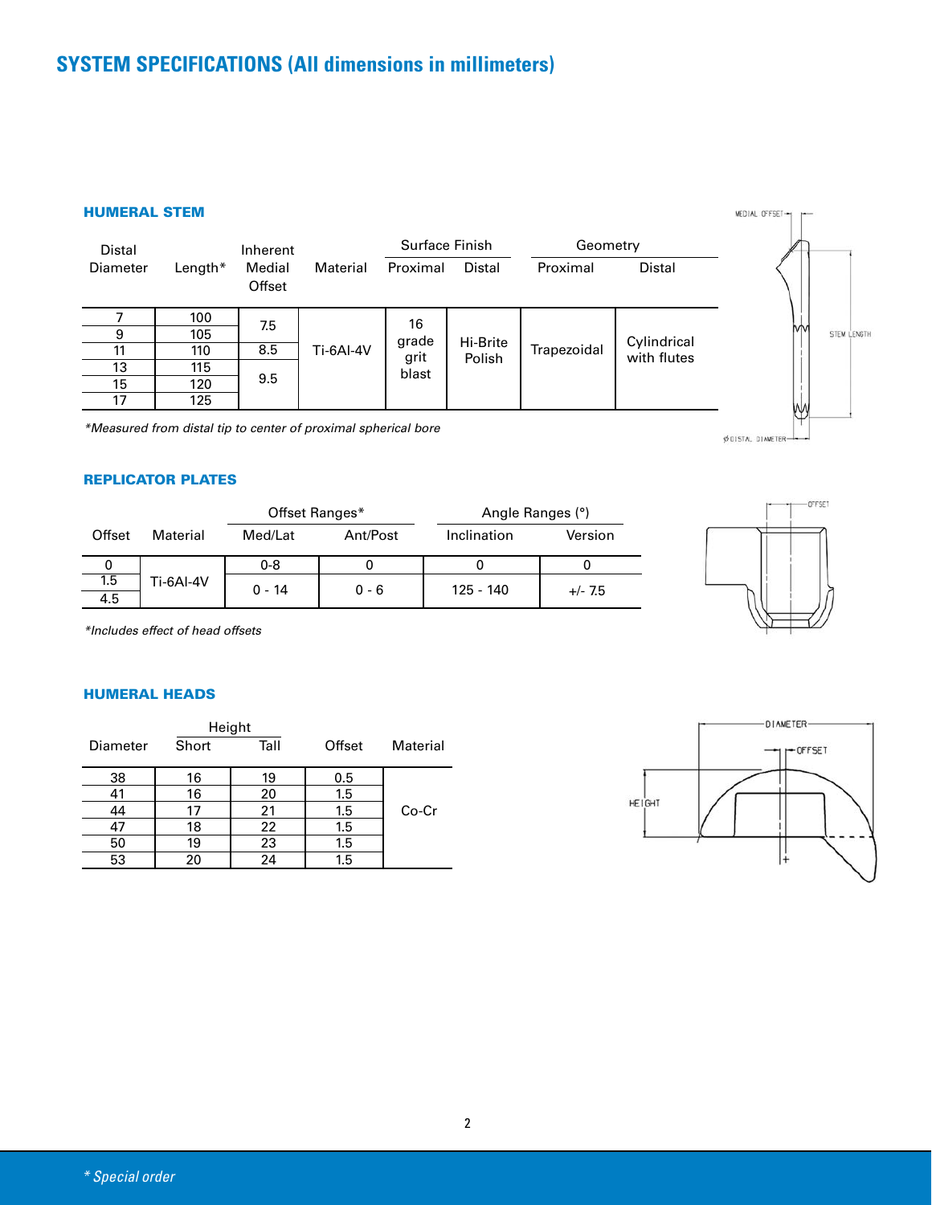# SYSTEM SPECIFICATIONS (All dimensions in millimeters)

### HUMERAL STEM

| Distal Diameter | Length* | Inherent Medial Offset | Material | Surface Finish | | Geometry | |
|---|---|---|---|---|---|---|---|
| | | | | Proximal | Distal | Proximal | Distal |
| 7 | 100 | 7.5 | Ti-6Al-4V | 16 grade grit blast | Hi-Brite Polish | Trapezoidal | Cylindrical with flutes |
| 9 | 105 | | | | | | |
| 11 | 110 | 8.5 | | | | | |
| 13 | 115 | 9.5 | | | | | |
| 15 | 120 | | | | | | |
| 17 | 125 | | | | | | |

*\*Measured from distal tip to center of proximal spherical bore*

MEDIAL OFFSET

STEM LENGTH

ø DISTAL DIAMETER

### REPLICATOR PLATES

| Offset | Material | Offset Ranges* | | Angle Ranges (°) | |
|---|---|---|---|---|---|
| | | Med/Lat | Ant/Post | Inclination | Version |
| 0 | Ti-6Al-4V | 0-8 | 0 | 0 | 0 |
| 1.5 | | 0 - 14 | 0 - 6 | 125 - 140 | +/- 7.5 |
| 4.5 | | | | | |

*\*Includes effect of head offsets*

OFFSET

### HUMERAL HEADS

| Diameter | Height | | Offset | Material |
|---|---|---|---|---|
| | Short | Tall | | |
| 38 | 16 | 19 | 0.5 | Co-Cr |
| 41 | 16 | 20 | 1.5 | |
| 44 | 17 | 21 | 1.5 | |
| 47 | 18 | 22 | 1.5 | |
| 50 | 19 | 23 | 1.5 | |
| 53 | 20 | 24 | 1.5 | |

DIAMETER

OFFSET

HEIGHT

*\* Special order*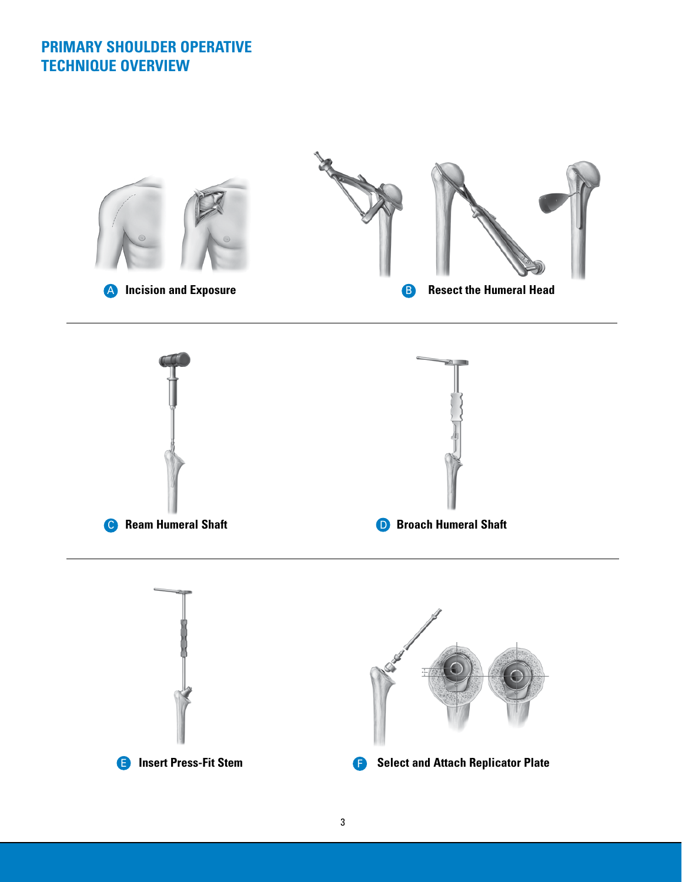# PRIMARY SHOULDER OPERATIVE TECHNIQUE OVERVIEW

A Incision and Exposure

B Resect the Humeral Head

C Ream Humeral Shaft

D Broach Humeral Shaft

E Insert Press-Fit Stem

F Select and Attach Replicator Plate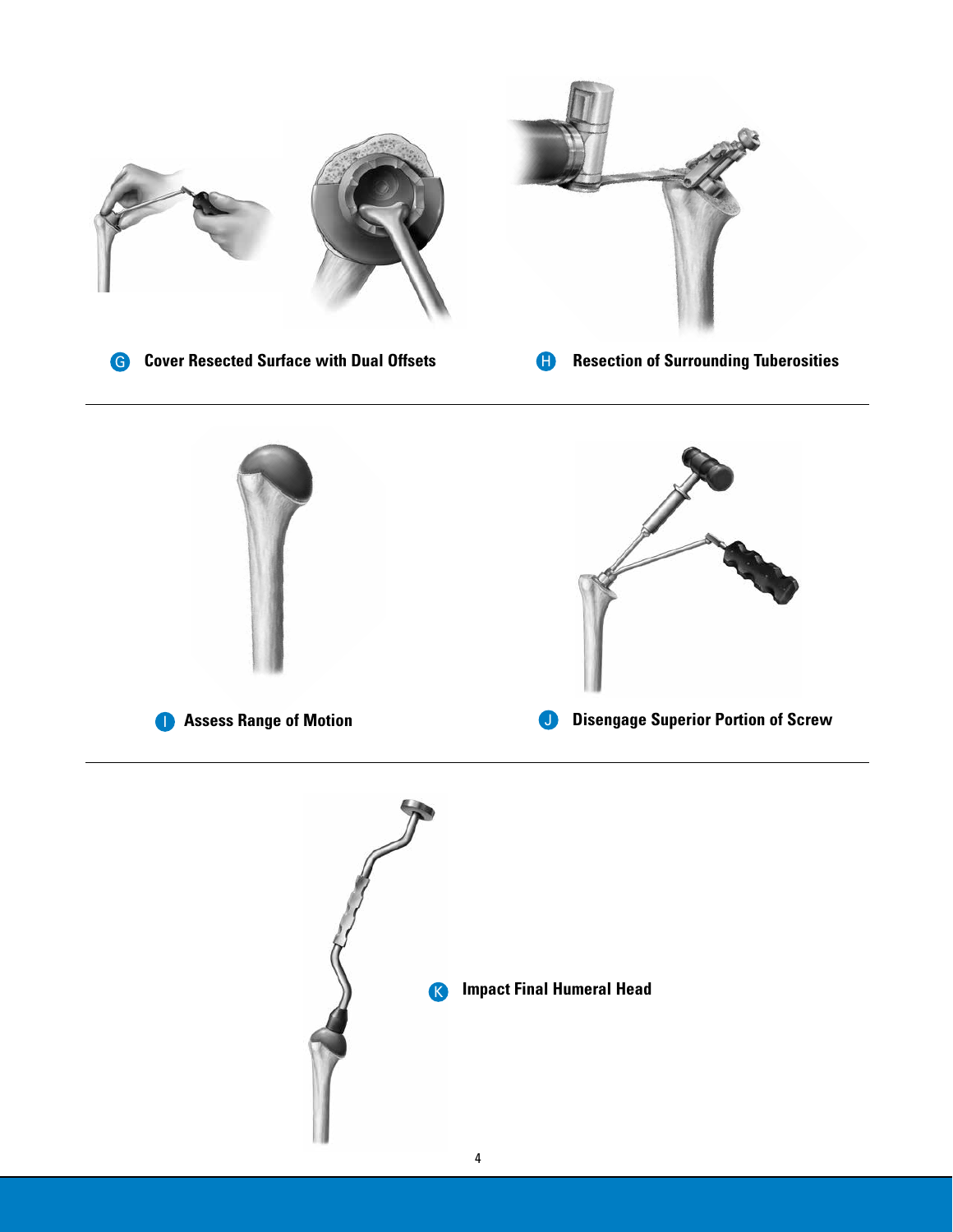G **Cover Resected Surface with Dual Offsets**

H **Resection of Surrounding Tuberosities**

I **Assess Range of Motion**

J **Disengage Superior Portion of Screw**

K **Impact Final Humeral Head**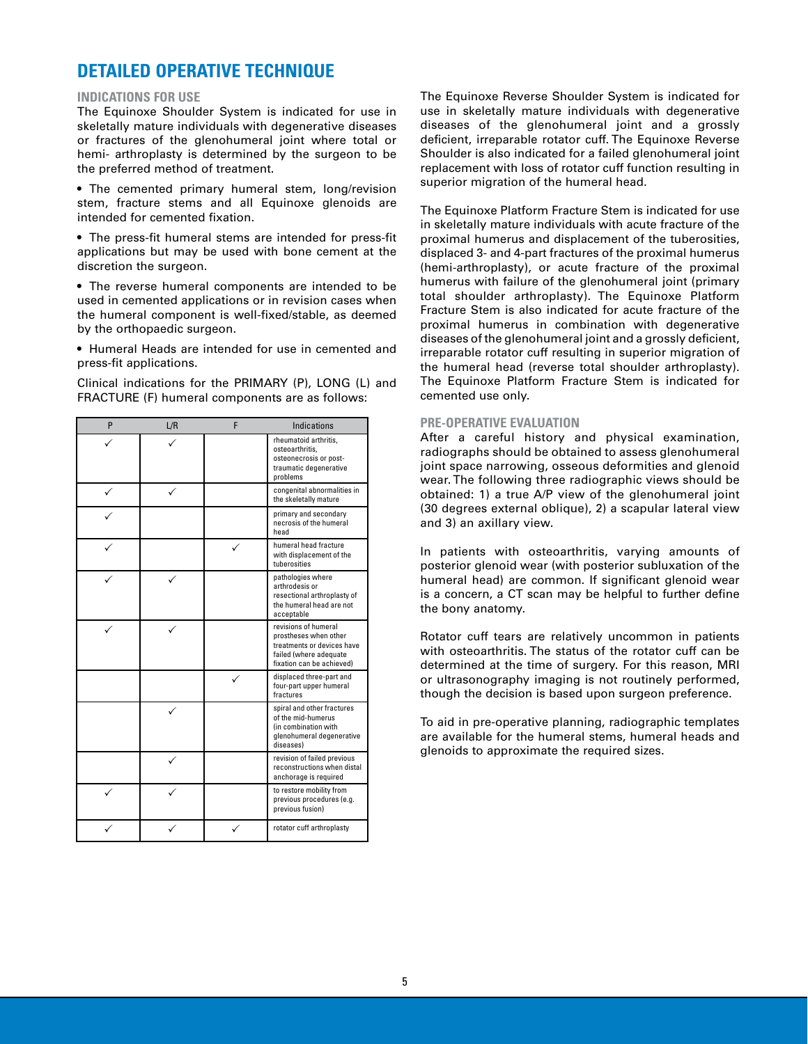# DETAILED OPERATIVE TECHNIQUE

## INDICATIONS FOR USE

The Equinoxe Shoulder System is indicated for use in skeletally mature individuals with degenerative diseases or fractures of the glenohumeral joint where total or hemi- arthroplasty is determined by the surgeon to be the preferred method of treatment.

- The cemented primary humeral stem, long/revision stem, fracture stems and all Equinoxe glenoids are intended for cemented fixation.
- The press-fit humeral stems are intended for press-fit applications but may be used with bone cement at the discretion the surgeon.
- The reverse humeral components are intended to be used in cemented applications or in revision cases when the humeral component is well-fixed/stable, as deemed by the orthopaedic surgeon.
- Humeral Heads are intended for use in cemented and press-fit applications.

Clinical indications for the PRIMARY (P), LONG (L) and FRACTURE (F) humeral components are as follows:

| P | L/R | F | Indications |
|---|---|---|---|
| ✓ | ✓ | | rheumatoid arthritis, osteoarthritis, osteonecrosis or post-traumatic degenerative problems |
| ✓ | ✓ | | congenital abnormalities in the skeletally mature |
| ✓ | | | primary and secondary necrosis of the humeral head |
| ✓ | | ✓ | humeral head fracture with displacement of the tuberosities |
| ✓ | ✓ | | pathologies where arthrodesis or resectional arthroplasty of the humeral head are not acceptable |
| ✓ | ✓ | | revisions of humeral prostheses when other treatments or devices have failed (where adequate fixation can be achieved) |
| | | ✓ | displaced three-part and four-part upper humeral fractures |
| | ✓ | | spiral and other fractures of the mid-humerus (in combination with glenohumeral degenerative diseases) |
| | ✓ | | revision of failed previous reconstructions when distal anchorage is required |
| ✓ | ✓ | | to restore mobility from previous procedures (e.g. previous fusion) |
| ✓ | ✓ | ✓ | rotator cuff arthroplasty |

The Equinoxe Reverse Shoulder System is indicated for use in skeletally mature individuals with degenerative diseases of the glenohumeral joint and a grossly deficient, irreparable rotator cuff. The Equinoxe Reverse Shoulder is also indicated for a failed glenohumeral joint replacement with loss of rotator cuff function resulting in superior migration of the humeral head.

The Equinoxe Platform Fracture Stem is indicated for use in skeletally mature individuals with acute fracture of the proximal humerus and displacement of the tuberosities, displaced 3- and 4-part fractures of the proximal humerus (hemi-arthroplasty), or acute fracture of the proximal humerus with failure of the glenohumeral joint (primary total shoulder arthroplasty). The Equinoxe Platform Fracture Stem is also indicated for acute fracture of the proximal humerus in combination with degenerative diseases of the glenohumeral joint and a grossly deficient, irreparable rotator cuff resulting in superior migration of the humeral head (reverse total shoulder arthroplasty). The Equinoxe Platform Fracture Stem is indicated for cemented use only.

## PRE-OPERATIVE EVALUATION

After a careful history and physical examination, radiographs should be obtained to assess glenohumeral joint space narrowing, osseous deformities and glenoid wear. The following three radiographic views should be obtained: 1) a true A/P view of the glenohumeral joint (30 degrees external oblique), 2) a scapular lateral view and 3) an axillary view.

In patients with osteoarthritis, varying amounts of posterior glenoid wear (with posterior subluxation of the humeral head) are common. If significant glenoid wear is a concern, a CT scan may be helpful to further define the bony anatomy.

Rotator cuff tears are relatively uncommon in patients with osteoarthritis. The status of the rotator cuff can be determined at the time of surgery. For this reason, MRI or ultrasonography imaging is not routinely performed, though the decision is based upon surgeon preference.

To aid in pre-operative planning, radiographic templates are available for the humeral stems, humeral heads and glenoids to approximate the required sizes.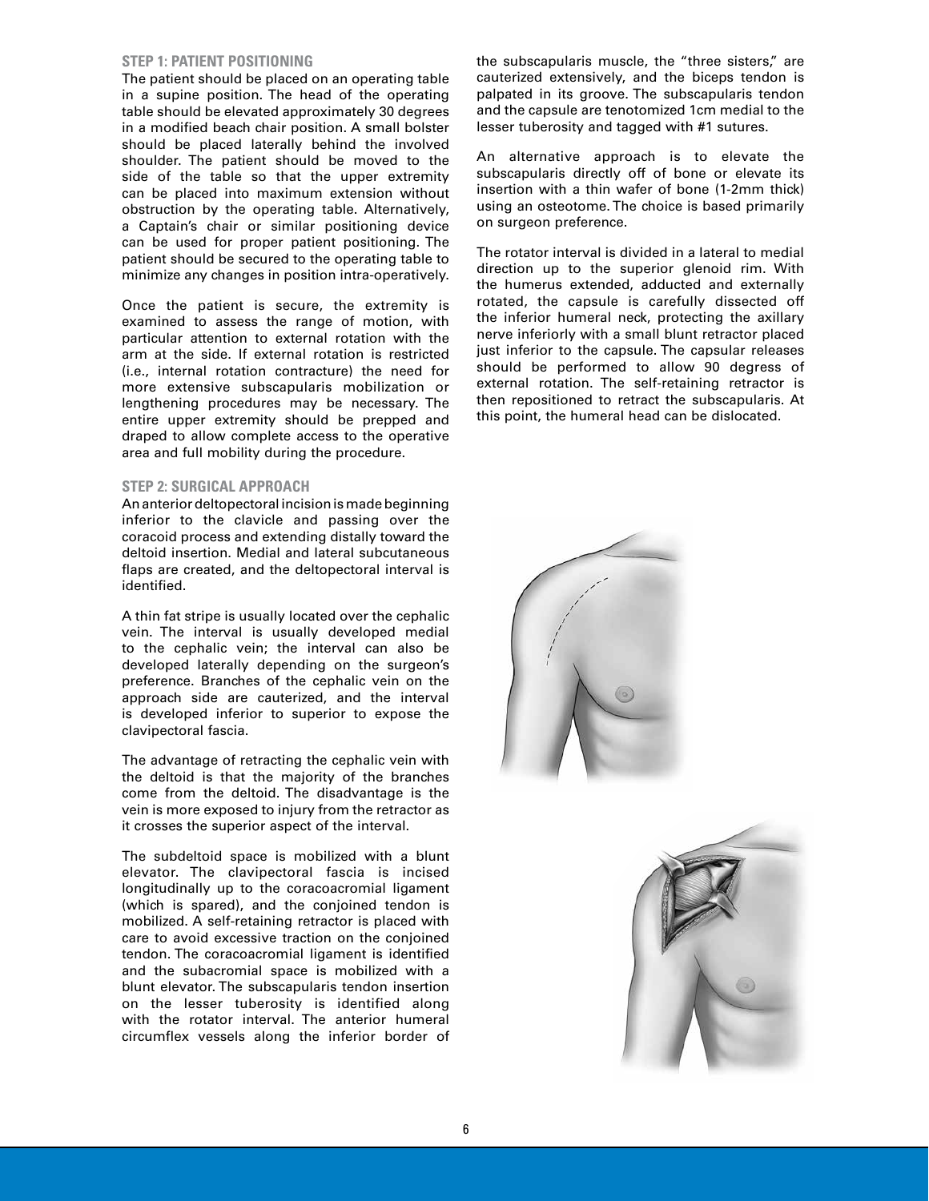### STEP 1: PATIENT POSITIONING

The patient should be placed on an operating table in a supine position. The head of the operating table should be elevated approximately 30 degrees in a modified beach chair position. A small bolster should be placed laterally behind the involved shoulder. The patient should be moved to the side of the table so that the upper extremity can be placed into maximum extension without obstruction by the operating table. Alternatively, a Captain's chair or similar positioning device can be used for proper patient positioning. The patient should be secured to the operating table to minimize any changes in position intra-operatively.

Once the patient is secure, the extremity is examined to assess the range of motion, with particular attention to external rotation with the arm at the side. If external rotation is restricted (i.e., internal rotation contracture) the need for more extensive subscapularis mobilization or lengthening procedures may be necessary. The entire upper extremity should be prepped and draped to allow complete access to the operative area and full mobility during the procedure.

### STEP 2: SURGICAL APPROACH

An anterior deltopectoral incision is made beginning inferior to the clavicle and passing over the coracoid process and extending distally toward the deltoid insertion. Medial and lateral subcutaneous flaps are created, and the deltopectoral interval is identified.

A thin fat stripe is usually located over the cephalic vein. The interval is usually developed medial to the cephalic vein; the interval can also be developed laterally depending on the surgeon's preference. Branches of the cephalic vein on the approach side are cauterized, and the interval is developed inferior to superior to expose the clavipectoral fascia.

The advantage of retracting the cephalic vein with the deltoid is that the majority of the branches come from the deltoid. The disadvantage is the vein is more exposed to injury from the retractor as it crosses the superior aspect of the interval.

The subdeltoid space is mobilized with a blunt elevator. The clavipectoral fascia is incised longitudinally up to the coracoacromial ligament (which is spared), and the conjoined tendon is mobilized. A self-retaining retractor is placed with care to avoid excessive traction on the conjoined tendon. The coracoacromial ligament is identified and the subacromial space is mobilized with a blunt elevator. The subscapularis tendon insertion on the lesser tuberosity is identified along with the rotator interval. The anterior humeral circumflex vessels along the inferior border of the subscapularis muscle, the "three sisters," are cauterized extensively, and the biceps tendon is palpated in its groove. The subscapularis tendon and the capsule are tenotomized 1cm medial to the lesser tuberosity and tagged with #1 sutures.

An alternative approach is to elevate the subscapularis directly off of bone or elevate its insertion with a thin wafer of bone (1-2mm thick) using an osteotome. The choice is based primarily on surgeon preference.

The rotator interval is divided in a lateral to medial direction up to the superior glenoid rim. With the humerus extended, adducted and externally rotated, the capsule is carefully dissected off the inferior humeral neck, protecting the axillary nerve inferiorly with a small blunt retractor placed just inferior to the capsule. The capsular releases should be performed to allow 90 degress of external rotation. The self-retaining retractor is then repositioned to retract the subscapularis. At this point, the humeral head can be dislocated.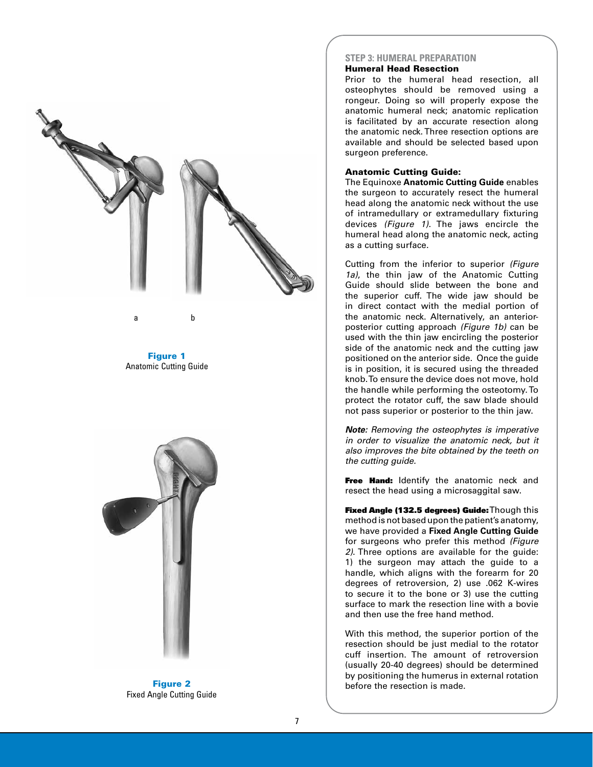a b

**Figure 1**
Anatomic Cutting Guide

**Figure 2**
Fixed Angle Cutting Guide

## STEP 3: HUMERAL PREPARATION

### Humeral Head Resection

Prior to the humeral head resection, all osteophytes should be removed using a rongeur. Doing so will properly expose the anatomic humeral neck; anatomic replication is facilitated by an accurate resection along the anatomic neck. Three resection options are available and should be selected based upon surgeon preference.

**Anatomic Cutting Guide:**
The Equinoxe **Anatomic Cutting Guide** enables the surgeon to accurately resect the humeral head along the anatomic neck without the use of intramedullary or extramedullary fixturing devices *(Figure 1)*. The jaws encircle the humeral head along the anatomic neck, acting as a cutting surface.

Cutting from the inferior to superior *(Figure 1a)*, the thin jaw of the Anatomic Cutting Guide should slide between the bone and the superior cuff. The wide jaw should be in direct contact with the medial portion of the anatomic neck. Alternatively, an anterior-posterior cutting approach *(Figure 1b)* can be used with the thin jaw encircling the posterior side of the anatomic neck and the cutting jaw positioned on the anterior side. Once the guide is in position, it is secured using the threaded knob. To ensure the device does not move, hold the handle while performing the osteotomy. To protect the rotator cuff, the saw blade should not pass superior or posterior to the thin jaw.

***Note:*** *Removing the osteophytes is imperative in order to visualize the anatomic neck, but it also improves the bite obtained by the teeth on the cutting guide.*

**Free Hand:** Identify the anatomic neck and resect the head using a microsaggital saw.

**Fixed Angle (132.5 degrees) Guide:** Though this method is not based upon the patient's anatomy, we have provided a **Fixed Angle Cutting Guide** for surgeons who prefer this method *(Figure 2)*. Three options are available for the guide: 1) the surgeon may attach the guide to a handle, which aligns with the forearm for 20 degrees of retroversion, 2) use .062 K-wires to secure it to the bone or 3) use the cutting surface to mark the resection line with a bovie and then use the free hand method.

With this method, the superior portion of the resection should be just medial to the rotator cuff insertion. The amount of retroversion (usually 20-40 degrees) should be determined by positioning the humerus in external rotation before the resection is made.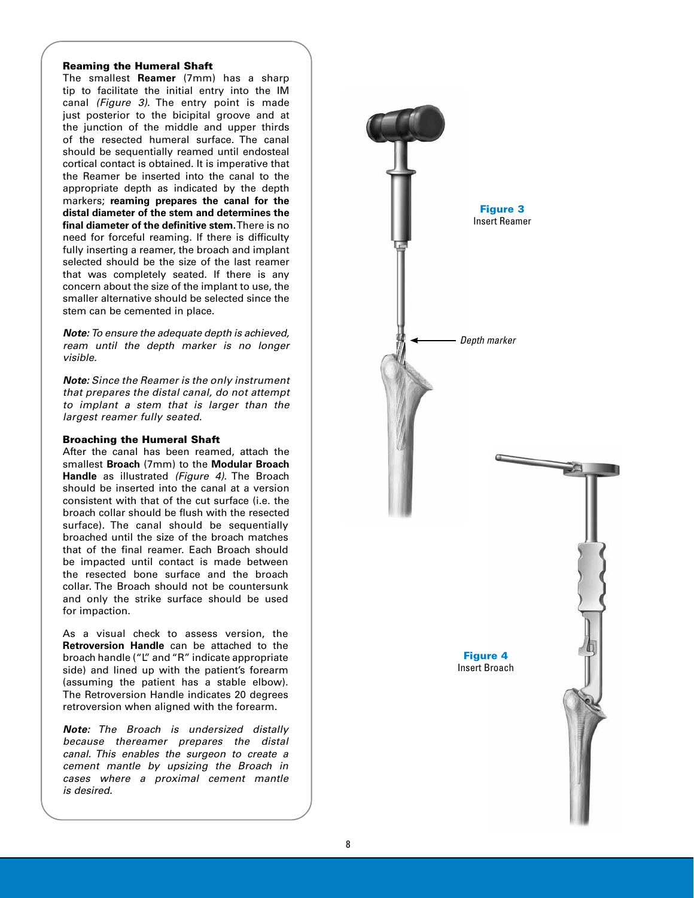### Reaming the Humeral Shaft

The smallest **Reamer** (7mm) has a sharp tip to facilitate the initial entry into the IM canal *(Figure 3)*. The entry point is made just posterior to the bicipital groove and at the junction of the middle and upper thirds of the resected humeral surface. The canal should be sequentially reamed until endosteal cortical contact is obtained. It is imperative that the Reamer be inserted into the canal to the appropriate depth as indicated by the depth markers; **reaming prepares the canal for the distal diameter of the stem and determines the final diameter of the definitive stem.** There is no need for forceful reaming. If there is difficulty fully inserting a reamer, the broach and implant selected should be the size of the last reamer that was completely seated. If there is any concern about the size of the implant to use, the smaller alternative should be selected since the stem can be cemented in place.

***Note:*** *To ensure the adequate depth is achieved, ream until the depth marker is no longer visible.*

***Note:*** *Since the Reamer is the only instrument that prepares the distal canal, do not attempt to implant a stem that is larger than the largest reamer fully seated.*

### Broaching the Humeral Shaft

After the canal has been reamed, attach the smallest **Broach** (7mm) to the **Modular Broach Handle** as illustrated *(Figure 4)*. The Broach should be inserted into the canal at a version consistent with that of the cut surface (i.e. the broach collar should be flush with the resected surface). The canal should be sequentially broached until the size of the broach matches that of the final reamer. Each Broach should be impacted until contact is made between the resected bone surface and the broach collar. The Broach should not be countersunk and only the strike surface should be used for impaction.

As a visual check to assess version, the **Retroversion Handle** can be attached to the broach handle ("L" and "R" indicate appropriate side) and lined up with the patient's forearm (assuming the patient has a stable elbow). The Retroversion Handle indicates 20 degrees retroversion when aligned with the forearm.

***Note:*** *The Broach is undersized distally because thereamer prepares the distal canal. This enables the surgeon to create a cement mantle by upsizing the Broach in cases where a proximal cement mantle is desired.*

**Figure 3**
Insert Reamer

*Depth marker*

**Figure 4**
Insert Broach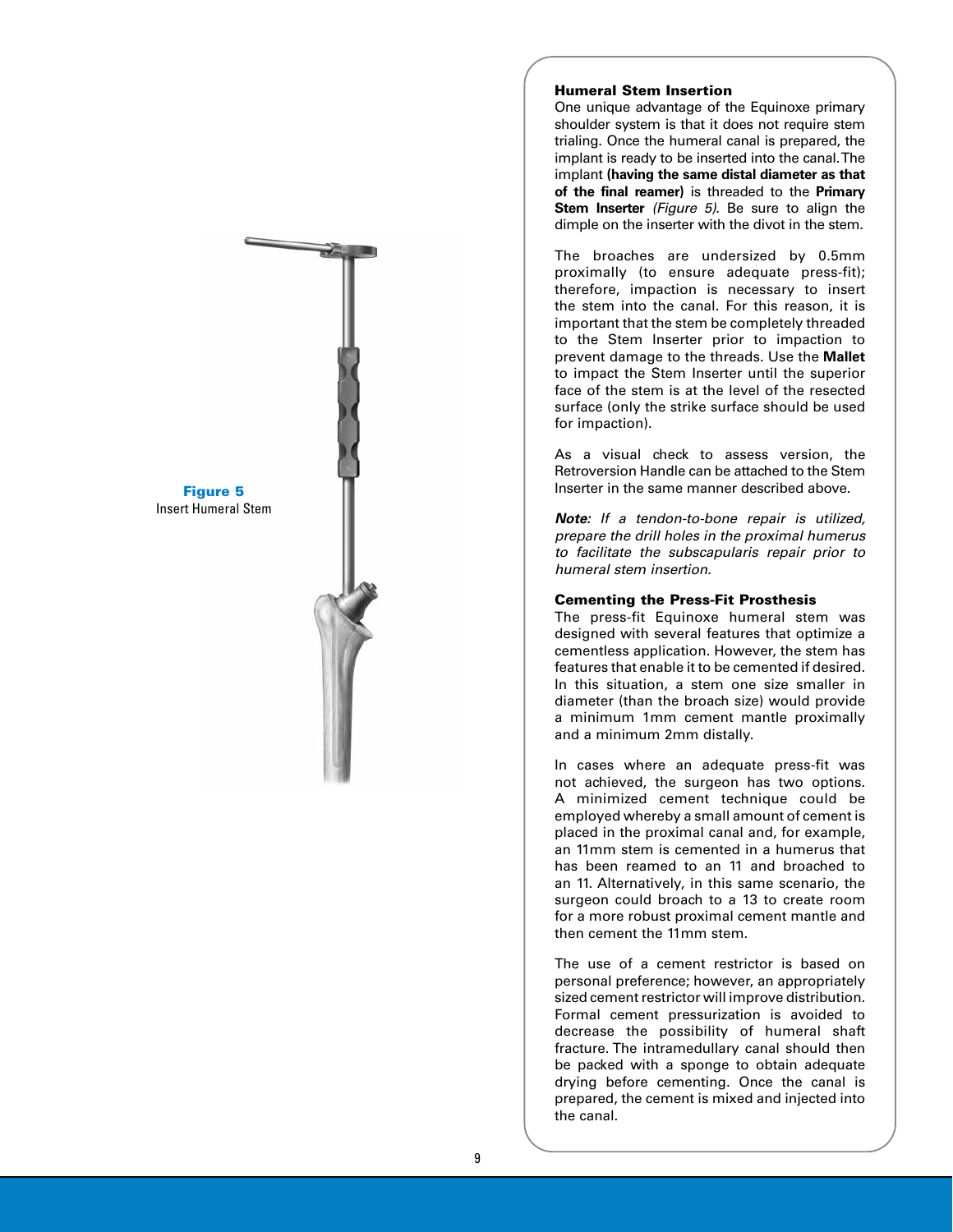**Figure 5**
Insert Humeral Stem

### Humeral Stem Insertion

One unique advantage of the Equinoxe primary shoulder system is that it does not require stem trialing. Once the humeral canal is prepared, the implant is ready to be inserted into the canal. The implant **(having the same distal diameter as that of the final reamer)** is threaded to the **Primary Stem Inserter** *(Figure 5)*. Be sure to align the dimple on the inserter with the divot in the stem.

The broaches are undersized by 0.5mm proximally (to ensure adequate press-fit); therefore, impaction is necessary to insert the stem into the canal. For this reason, it is important that the stem be completely threaded to the Stem Inserter prior to impaction to prevent damage to the threads. Use the **Mallet** to impact the Stem Inserter until the superior face of the stem is at the level of the resected surface (only the strike surface should be used for impaction).

As a visual check to assess version, the Retroversion Handle can be attached to the Stem Inserter in the same manner described above.

***Note:*** *If a tendon-to-bone repair is utilized, prepare the drill holes in the proximal humerus to facilitate the subscapularis repair prior to humeral stem insertion.*

### Cementing the Press-Fit Prosthesis

The press-fit Equinoxe humeral stem was designed with several features that optimize a cementless application. However, the stem has features that enable it to be cemented if desired. In this situation, a stem one size smaller in diameter (than the broach size) would provide a minimum 1mm cement mantle proximally and a minimum 2mm distally.

In cases where an adequate press-fit was not achieved, the surgeon has two options. A minimized cement technique could be employed whereby a small amount of cement is placed in the proximal canal and, for example, an 11mm stem is cemented in a humerus that has been reamed to an 11 and broached to an 11. Alternatively, in this same scenario, the surgeon could broach to a 13 to create room for a more robust proximal cement mantle and then cement the 11mm stem.

The use of a cement restrictor is based on personal preference; however, an appropriately sized cement restrictor will improve distribution. Formal cement pressurization is avoided to decrease the possibility of humeral shaft fracture. The intramedullary canal should then be packed with a sponge to obtain adequate drying before cementing. Once the canal is prepared, the cement is mixed and injected into the canal.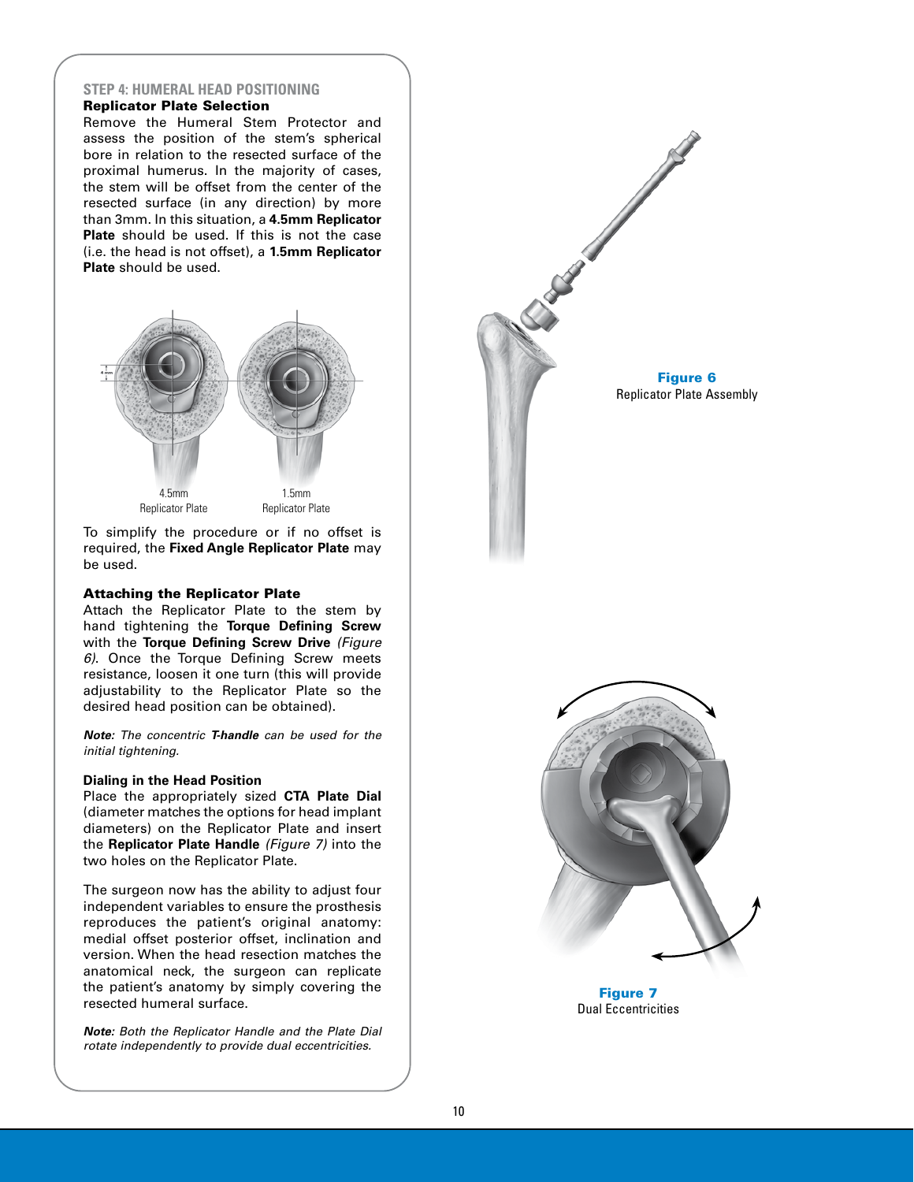## STEP 4: HUMERAL HEAD POSITIONING

### Replicator Plate Selection

Remove the Humeral Stem Protector and assess the position of the stem's spherical bore in relation to the resected surface of the proximal humerus. In the majority of cases, the stem will be offset from the center of the resected surface (in any direction) by more than 3mm. In this situation, a **4.5mm Replicator Plate** should be used. If this is not the case (i.e. the head is not offset), a **1.5mm Replicator Plate** should be used.

4.5mm Replicator Plate

1.5mm Replicator Plate

To simplify the procedure or if no offset is required, the **Fixed Angle Replicator Plate** may be used.

### Attaching the Replicator Plate

Attach the Replicator Plate to the stem by hand tightening the **Torque Defining Screw** with the **Torque Defining Screw Drive** *(Figure 6)*. Once the Torque Defining Screw meets resistance, loosen it one turn (this will provide adjustability to the Replicator Plate so the desired head position can be obtained).

***Note:*** *The concentric **T-handle** can be used for the initial tightening.*

### Dialing in the Head Position

Place the appropriately sized **CTA Plate Dial** (diameter matches the options for head implant diameters) on the Replicator Plate and insert the **Replicator Plate Handle** *(Figure 7)* into the two holes on the Replicator Plate.

The surgeon now has the ability to adjust four independent variables to ensure the prosthesis reproduces the patient's original anatomy: medial offset posterior offset, inclination and version. When the head resection matches the anatomical neck, the surgeon can replicate the patient's anatomy by simply covering the resected humeral surface.

***Note:*** *Both the Replicator Handle and the Plate Dial rotate independently to provide dual eccentricities.*

**Figure 6**
Replicator Plate Assembly

**Figure 7**
Dual Eccentricities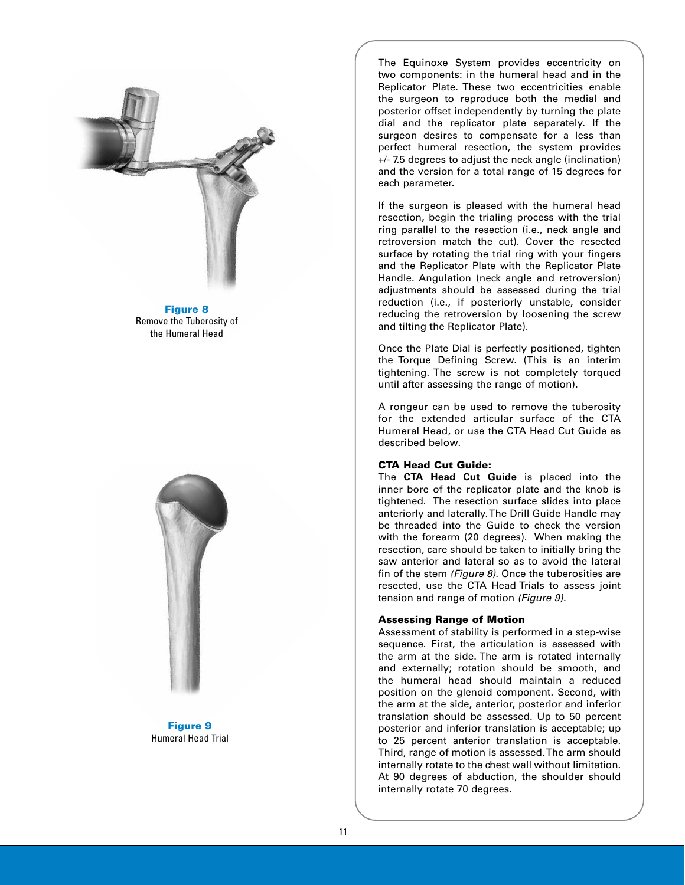**Figure 8**
Remove the Tuberosity of the Humeral Head

**Figure 9**
Humeral Head Trial

The Equinoxe System provides eccentricity on two components: in the humeral head and in the Replicator Plate. These two eccentricities enable the surgeon to reproduce both the medial and posterior offset independently by turning the plate dial and the replicator plate separately. If the surgeon desires to compensate for a less than perfect humeral resection, the system provides +/- 7.5 degrees to adjust the neck angle (inclination) and the version for a total range of 15 degrees for each parameter.

If the surgeon is pleased with the humeral head resection, begin the trialing process with the trial ring parallel to the resection (i.e., neck angle and retroversion match the cut). Cover the resected surface by rotating the trial ring with your fingers and the Replicator Plate with the Replicator Plate Handle. Angulation (neck angle and retroversion) adjustments should be assessed during the trial reduction (i.e., if posteriorly unstable, consider reducing the retroversion by loosening the screw and tilting the Replicator Plate).

Once the Plate Dial is perfectly positioned, tighten the Torque Defining Screw. (This is an interim tightening. The screw is not completely torqued until after assessing the range of motion).

A rongeur can be used to remove the tuberosity for the extended articular surface of the CTA Humeral Head, or use the CTA Head Cut Guide as described below.

**CTA Head Cut Guide:**
The **CTA Head Cut Guide** is placed into the inner bore of the replicator plate and the knob is tightened. The resection surface slides into place anteriorly and laterally. The Drill Guide Handle may be threaded into the Guide to check the version with the forearm (20 degrees). When making the resection, care should be taken to initially bring the saw anterior and lateral so as to avoid the lateral fin of the stem *(Figure 8).* Once the tuberosities are resected, use the CTA Head Trials to assess joint tension and range of motion *(Figure 9).*

**Assessing Range of Motion**
Assessment of stability is performed in a step-wise sequence. First, the articulation is assessed with the arm at the side. The arm is rotated internally and externally; rotation should be smooth, and the humeral head should maintain a reduced position on the glenoid component. Second, with the arm at the side, anterior, posterior and inferior translation should be assessed. Up to 50 percent posterior and inferior translation is acceptable; up to 25 percent anterior translation is acceptable. Third, range of motion is assessed. The arm should internally rotate to the chest wall without limitation. At 90 degrees of abduction, the shoulder should internally rotate 70 degrees.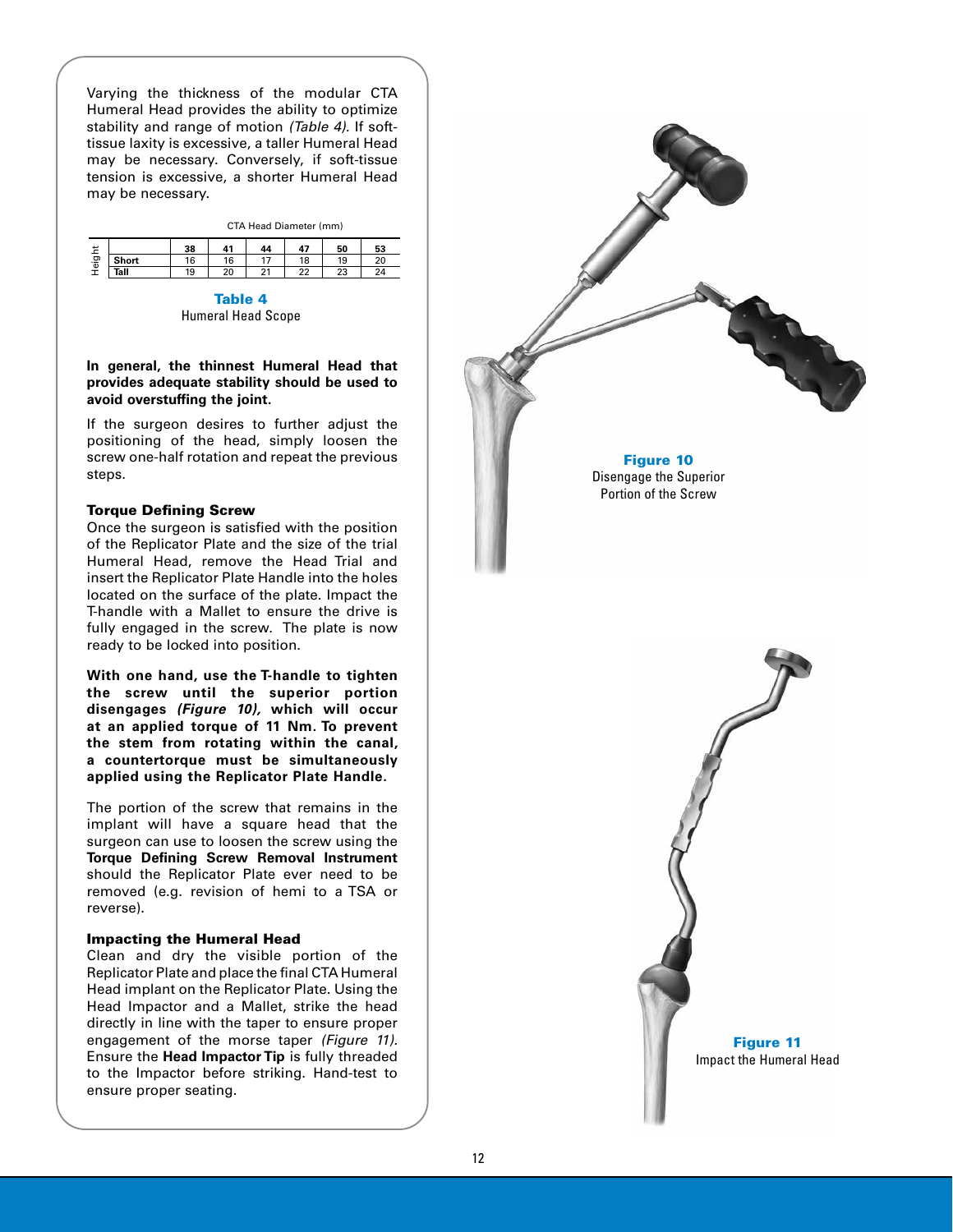Varying the thickness of the modular CTA Humeral Head provides the ability to optimize stability and range of motion *(Table 4).* If soft-tissue laxity is excessive, a taller Humeral Head may be necessary. Conversely, if soft-tissue tension is excessive, a shorter Humeral Head may be necessary.

| | | CTA Head Diameter (mm) | | | | | |
|---|---|---|---|---|---|---|---|
| | | 38 | 41 | 44 | 47 | 50 | 53 |
| Height | Short | 16 | 16 | 17 | 18 | 19 | 20 |
| | Tall | 19 | 20 | 21 | 22 | 23 | 24 |

**Table 4**
Humeral Head Scope

**In general, the thinnest Humeral Head that provides adequate stability should be used to avoid overstuffing the joint.**

If the surgeon desires to further adjust the positioning of the head, simply loosen the screw one-half rotation and repeat the previous steps.

### Torque Defining Screw

Once the surgeon is satisfied with the position of the Replicator Plate and the size of the trial Humeral Head, remove the Head Trial and insert the Replicator Plate Handle into the holes located on the surface of the plate. Impact the T-handle with a Mallet to ensure the drive is fully engaged in the screw. The plate is now ready to be locked into position.

**With one hand, use the T-handle to tighten the screw until the superior portion disengages *(Figure 10),* which will occur at an applied torque of 11 Nm. To prevent the stem from rotating within the canal, a countertorque must be simultaneously applied using the Replicator Plate Handle.**

The portion of the screw that remains in the implant will have a square head that the surgeon can use to loosen the screw using the **Torque Defining Screw Removal Instrument** should the Replicator Plate ever need to be removed (e.g. revision of hemi to a TSA or reverse).

### Impacting the Humeral Head

Clean and dry the visible portion of the Replicator Plate and place the final CTA Humeral Head implant on the Replicator Plate. Using the Head Impactor and a Mallet, strike the head directly in line with the taper to ensure proper engagement of the morse taper *(Figure 11).* Ensure the **Head Impactor Tip** is fully threaded to the Impactor before striking. Hand-test to ensure proper seating.

**Figure 10**
Disengage the Superior Portion of the Screw

**Figure 11**
Impact the Humeral Head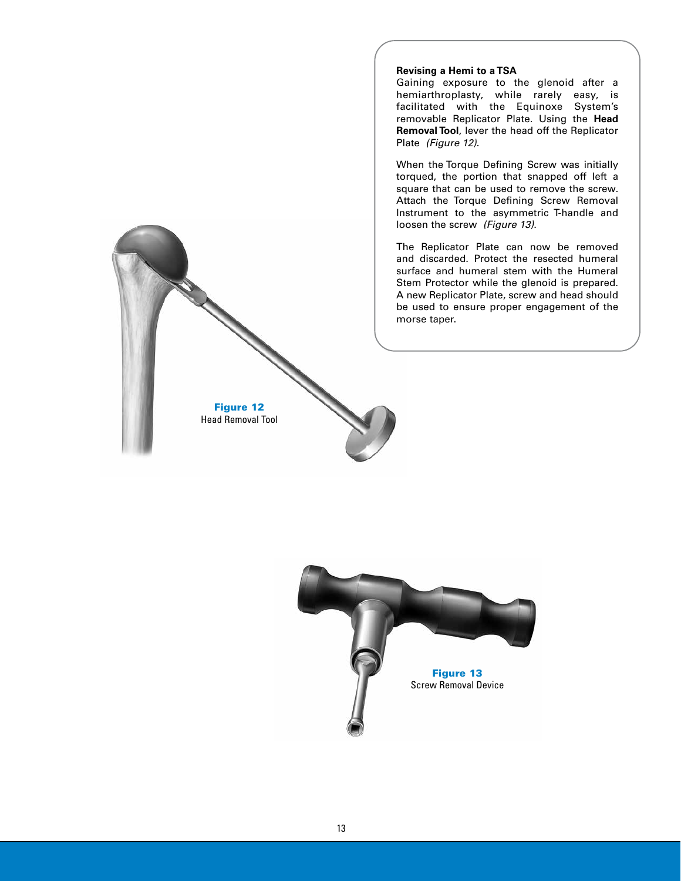### Revising a Hemi to a TSA

Gaining exposure to the glenoid after a hemiarthroplasty, while rarely easy, is facilitated with the Equinoxe System's removable Replicator Plate. Using the **Head Removal Tool**, lever the head off the Replicator Plate *(Figure 12)*.

When the Torque Defining Screw was initially torqued, the portion that snapped off left a square that can be used to remove the screw. Attach the Torque Defining Screw Removal Instrument to the asymmetric T-handle and loosen the screw *(Figure 13)*.

The Replicator Plate can now be removed and discarded. Protect the resected humeral surface and humeral stem with the Humeral Stem Protector while the glenoid is prepared. A new Replicator Plate, screw and head should be used to ensure proper engagement of the morse taper.

**Figure 12**
Head Removal Tool

**Figure 13**
Screw Removal Device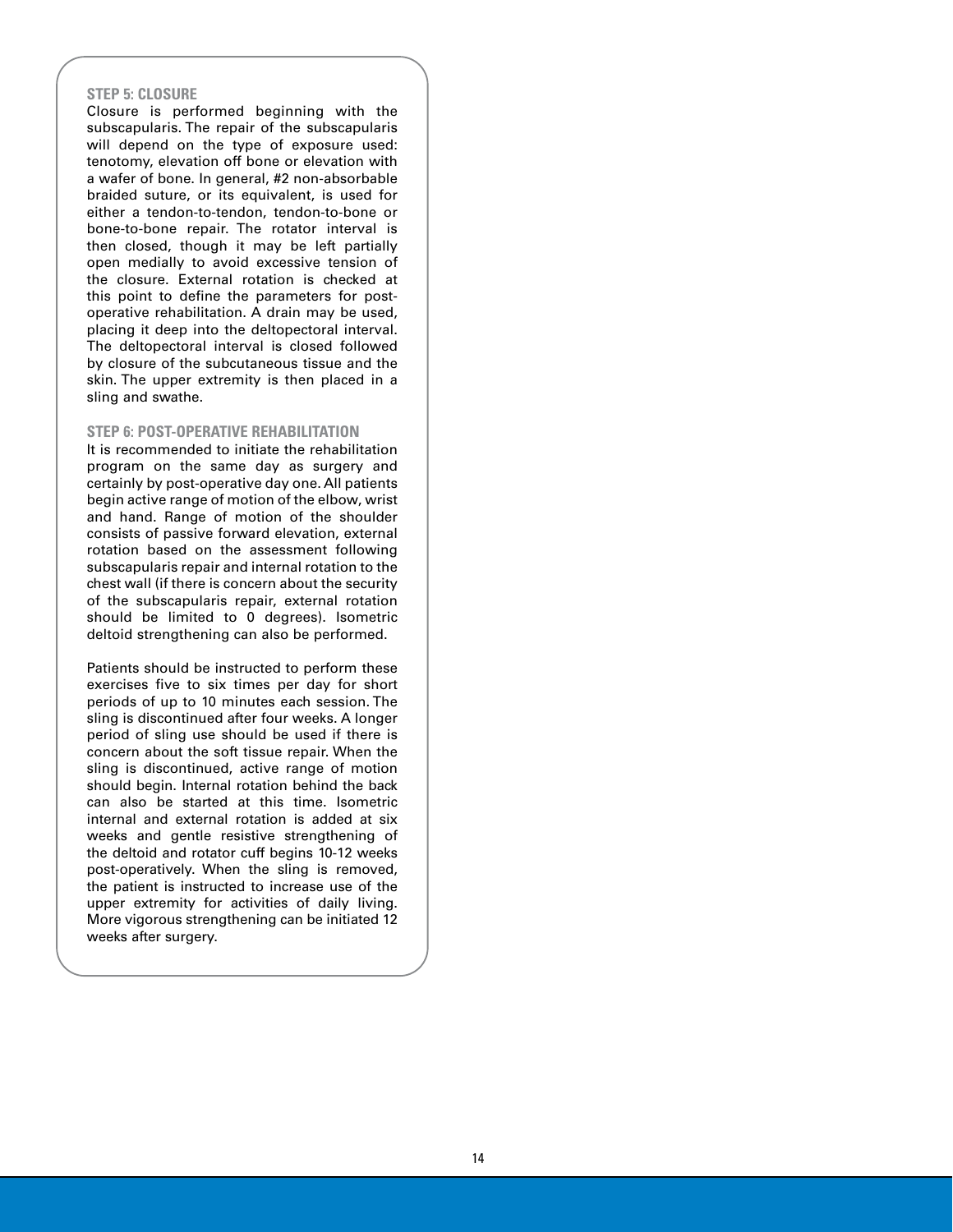### STEP 5: CLOSURE

Closure is performed beginning with the subscapularis. The repair of the subscapularis will depend on the type of exposure used: tenotomy, elevation off bone or elevation with a wafer of bone. In general, #2 non-absorbable braided suture, or its equivalent, is used for either a tendon-to-tendon, tendon-to-bone or bone-to-bone repair. The rotator interval is then closed, though it may be left partially open medially to avoid excessive tension of the closure. External rotation is checked at this point to define the parameters for post-operative rehabilitation. A drain may be used, placing it deep into the deltopectoral interval. The deltopectoral interval is closed followed by closure of the subcutaneous tissue and the skin. The upper extremity is then placed in a sling and swathe.

### STEP 6: POST-OPERATIVE REHABILITATION

It is recommended to initiate the rehabilitation program on the same day as surgery and certainly by post-operative day one. All patients begin active range of motion of the elbow, wrist and hand. Range of motion of the shoulder consists of passive forward elevation, external rotation based on the assessment following subscapularis repair and internal rotation to the chest wall (if there is concern about the security of the subscapularis repair, external rotation should be limited to 0 degrees). Isometric deltoid strengthening can also be performed.

Patients should be instructed to perform these exercises five to six times per day for short periods of up to 10 minutes each session. The sling is discontinued after four weeks. A longer period of sling use should be used if there is concern about the soft tissue repair. When the sling is discontinued, active range of motion should begin. Internal rotation behind the back can also be started at this time. Isometric internal and external rotation is added at six weeks and gentle resistive strengthening of the deltoid and rotator cuff begins 10-12 weeks post-operatively. When the sling is removed, the patient is instructed to increase use of the upper extremity for activities of daily living. More vigorous strengthening can be initiated 12 weeks after surgery.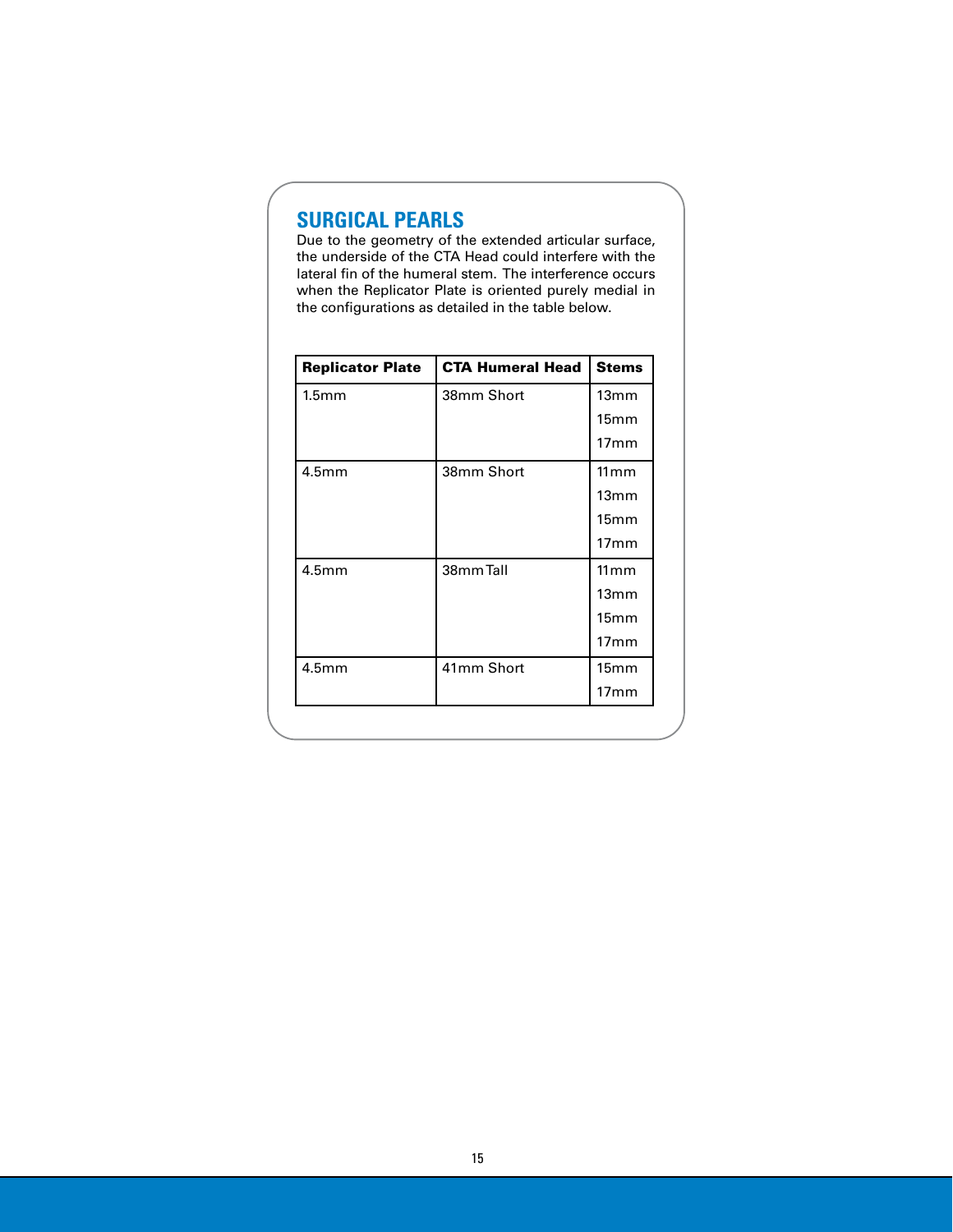## SURGICAL PEARLS

Due to the geometry of the extended articular surface, the underside of the CTA Head could interfere with the lateral fin of the humeral stem. The interference occurs when the Replicator Plate is oriented purely medial in the configurations as detailed in the table below.

| Replicator Plate | CTA Humeral Head | Stems |
|---|---|---|
| 1.5mm | 38mm Short | 13mm<br>15mm<br>17mm |
| 4.5mm | 38mm Short | 11mm<br>13mm<br>15mm<br>17mm |
| 4.5mm | 38mm Tall | 11mm<br>13mm<br>15mm<br>17mm |
| 4.5mm | 41mm Short | 15mm<br>17mm |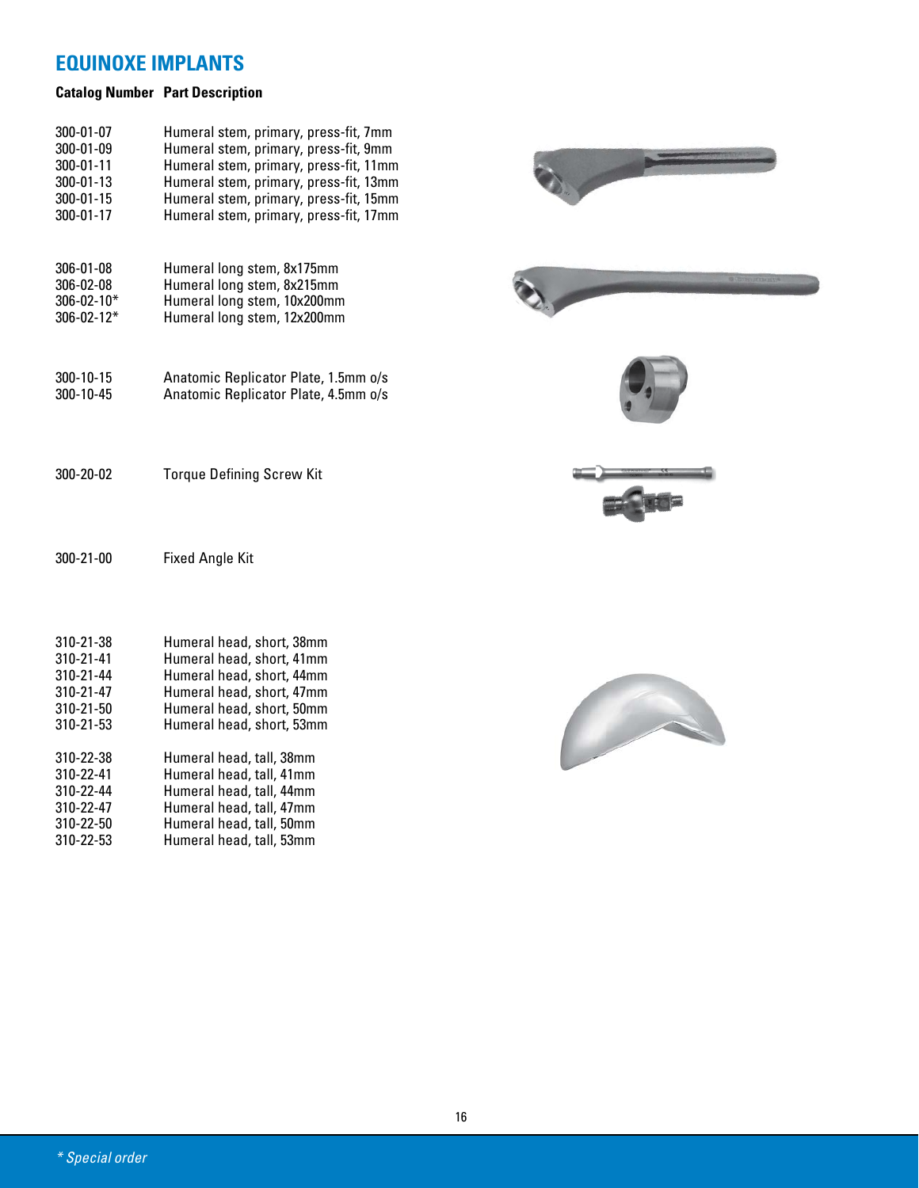# EQUINOXE IMPLANTS

| Catalog Number | Part Description |
|---|---|
| 300-01-07 | Humeral stem, primary, press-fit, 7mm |
| 300-01-09 | Humeral stem, primary, press-fit, 9mm |
| 300-01-11 | Humeral stem, primary, press-fit, 11mm |
| 300-01-13 | Humeral stem, primary, press-fit, 13mm |
| 300-01-15 | Humeral stem, primary, press-fit, 15mm |
| 300-01-17 | Humeral stem, primary, press-fit, 17mm |
| 306-01-08 | Humeral long stem, 8x175mm |
| 306-02-08 | Humeral long stem, 8x215mm |
| 306-02-10* | Humeral long stem, 10x200mm |
| 306-02-12* | Humeral long stem, 12x200mm |
| 300-10-15 | Anatomic Replicator Plate, 1.5mm o/s |
| 300-10-45 | Anatomic Replicator Plate, 4.5mm o/s |
| 300-20-02 | Torque Defining Screw Kit |
| 300-21-00 | Fixed Angle Kit |
| 310-21-38 | Humeral head, short, 38mm |
| 310-21-41 | Humeral head, short, 41mm |
| 310-21-44 | Humeral head, short, 44mm |
| 310-21-47 | Humeral head, short, 47mm |
| 310-21-50 | Humeral head, short, 50mm |
| 310-21-53 | Humeral head, short, 53mm |
| 310-22-38 | Humeral head, tall, 38mm |
| 310-22-41 | Humeral head, tall, 41mm |
| 310-22-44 | Humeral head, tall, 44mm |
| 310-22-47 | Humeral head, tall, 47mm |
| 310-22-50 | Humeral head, tall, 50mm |
| 310-22-53 | Humeral head, tall, 53mm |

*\* Special order*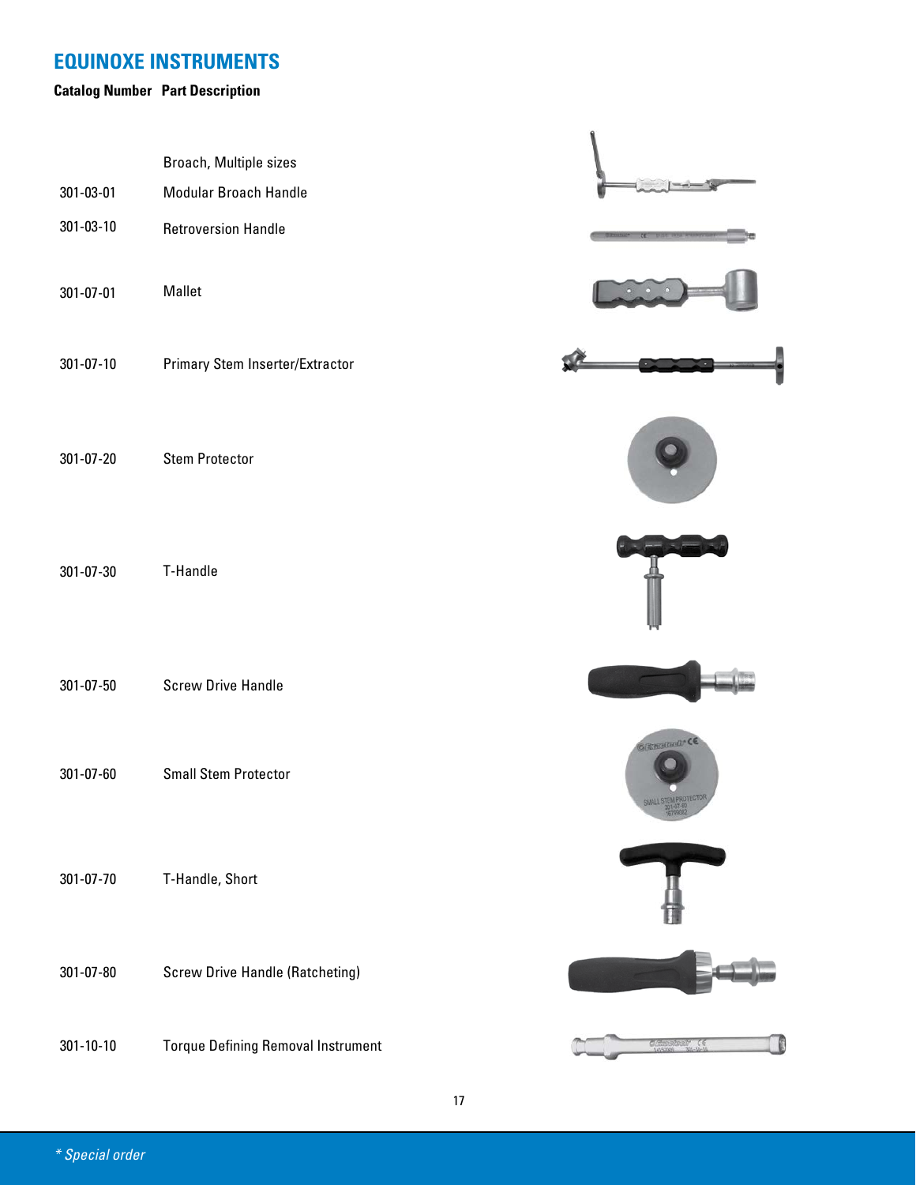## EQUINOXE INSTRUMENTS

| Catalog Number | Part Description |
|---|---|
| | Broach, Multiple sizes |
| 301-03-01 | Modular Broach Handle |
| 301-03-10 | Retroversion Handle |
| 301-07-01 | Mallet |
| 301-07-10 | Primary Stem Inserter/Extractor |
| 301-07-20 | Stem Protector |
| 301-07-30 | T-Handle |
| 301-07-50 | Screw Drive Handle |
| 301-07-60 | Small Stem Protector |
| 301-07-70 | T-Handle, Short |
| 301-07-80 | Screw Drive Handle (Ratcheting) |
| 301-10-10 | Torque Defining Removal Instrument |

*\* Special order*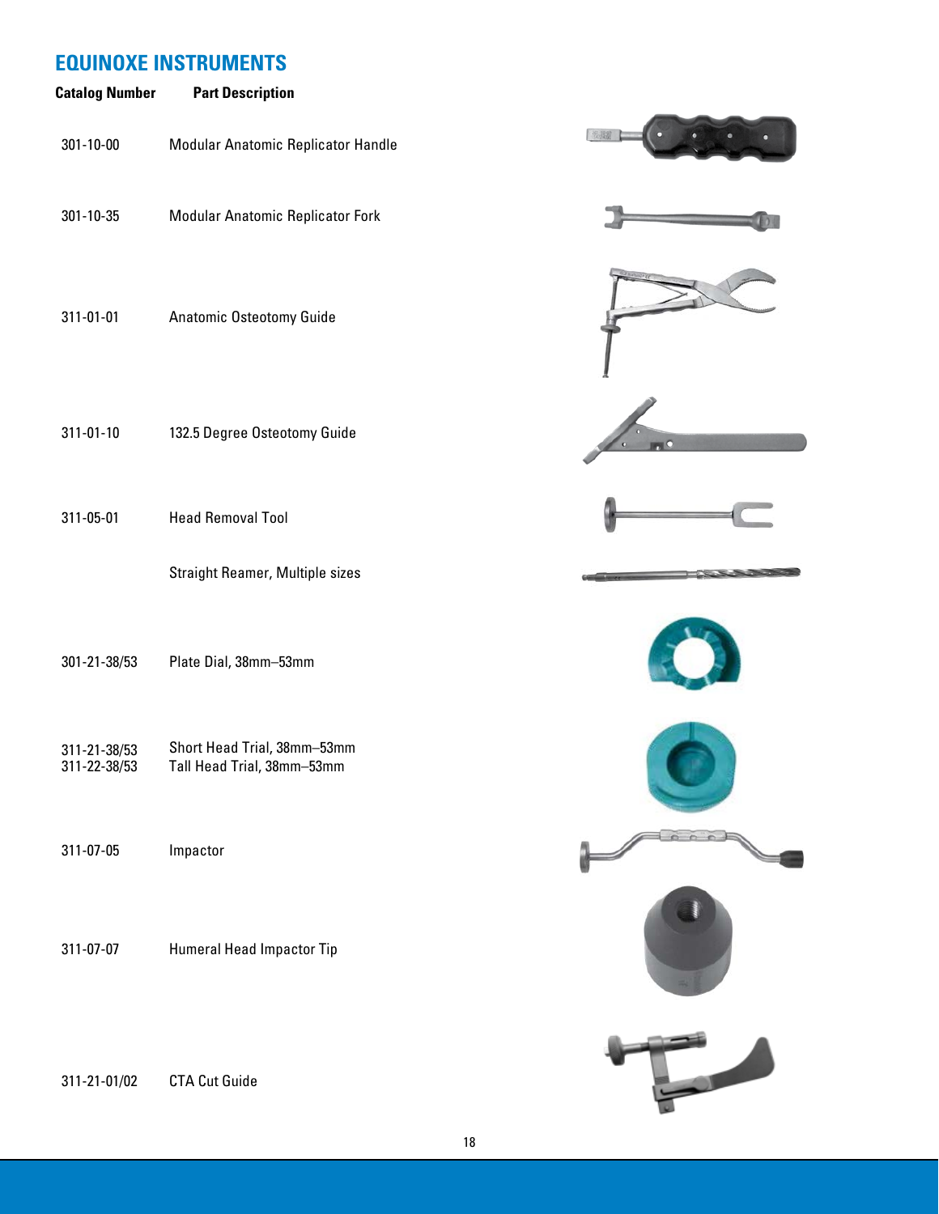## EQUINOXE INSTRUMENTS

| Catalog Number | Part Description |
| --- | --- |
| 301-10-00 | Modular Anatomic Replicator Handle |
| 301-10-35 | Modular Anatomic Replicator Fork |
| 311-01-01 | Anatomic Osteotomy Guide |
| 311-01-10 | 132.5 Degree Osteotomy Guide |
| 311-05-01 | Head Removal Tool |
| | Straight Reamer, Multiple sizes |
| 301-21-38/53 | Plate Dial, 38mm–53mm |
| 311-21-38/53<br>311-22-38/53 | Short Head Trial, 38mm–53mm<br>Tall Head Trial, 38mm–53mm |
| 311-07-05 | Impactor |
| 311-07-07 | Humeral Head Impactor Tip |
| 311-21-01/02 | CTA Cut Guide |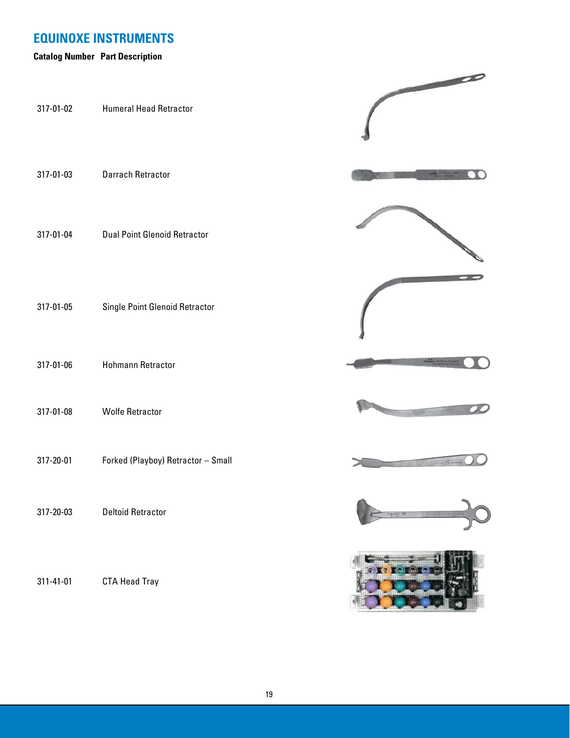## EQUINOXE INSTRUMENTS

| Catalog Number | Part Description |
| --- | --- |
| 317-01-02 | Humeral Head Retractor |
| 317-01-03 | Darrach Retractor |
| 317-01-04 | Dual Point Glenoid Retractor |
| 317-01-05 | Single Point Glenoid Retractor |
| 317-01-06 | Hohmann Retractor |
| 317-01-08 | Wolfe Retractor |
| 317-20-01 | Forked (Playboy) Retractor – Small |
| 317-20-03 | Deltoid Retractor |
| 311-41-01 | CTA Head Tray |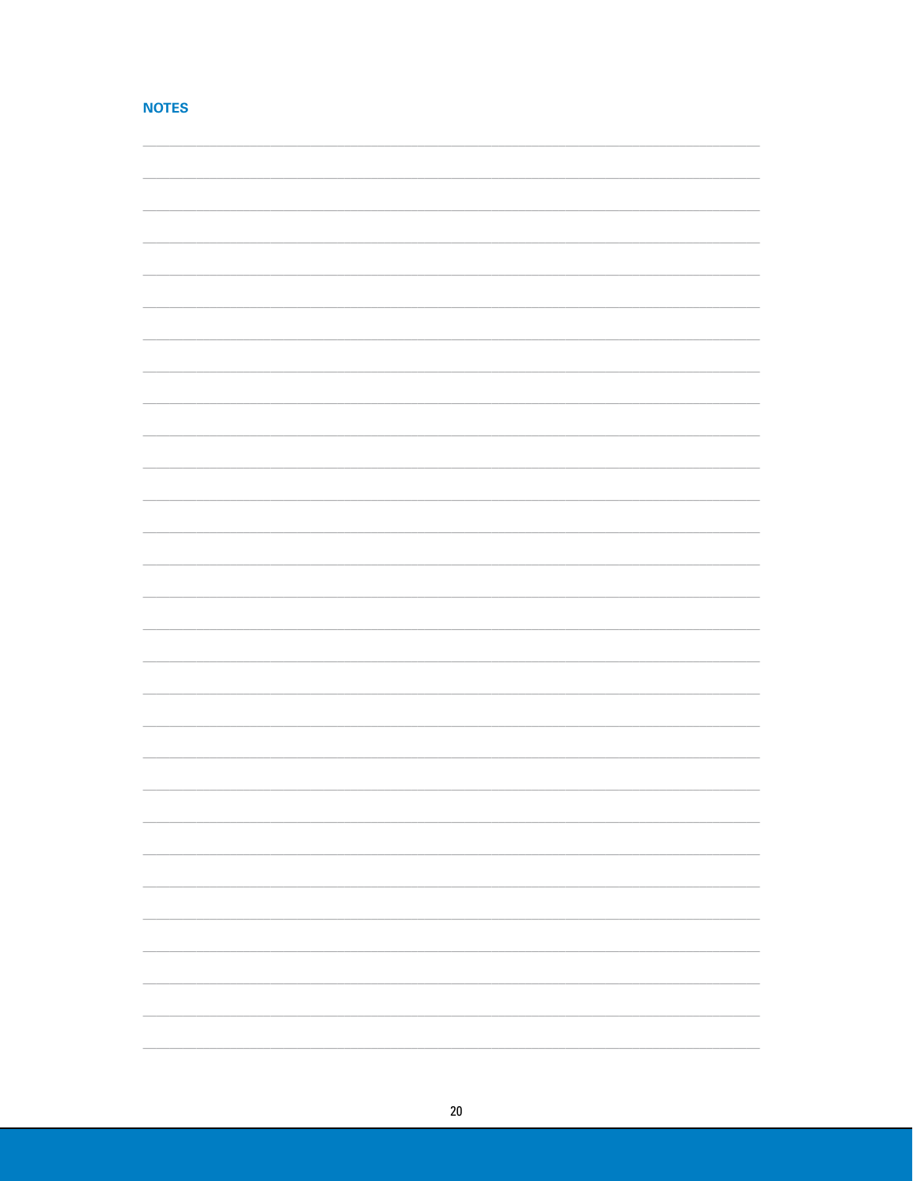## NOTES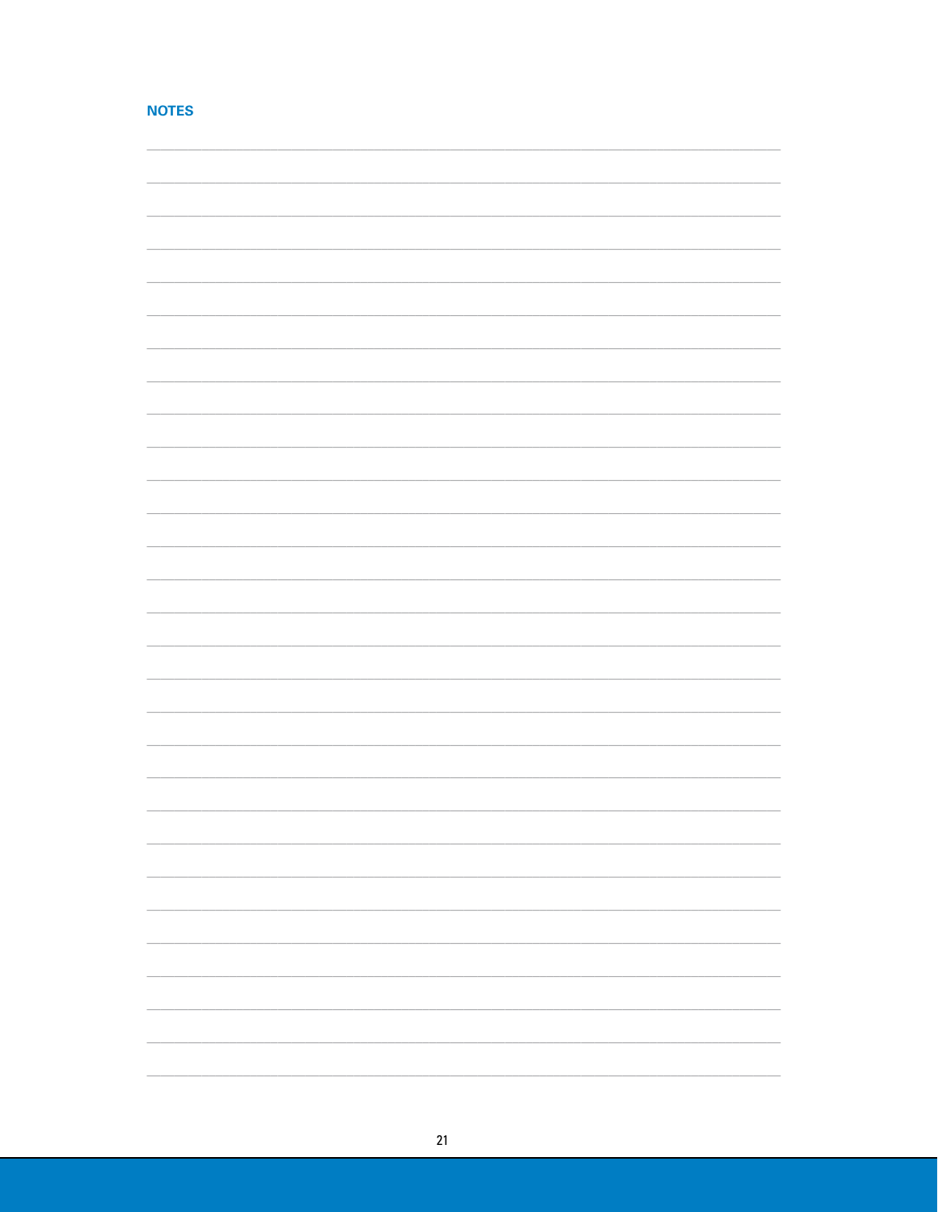## NOTES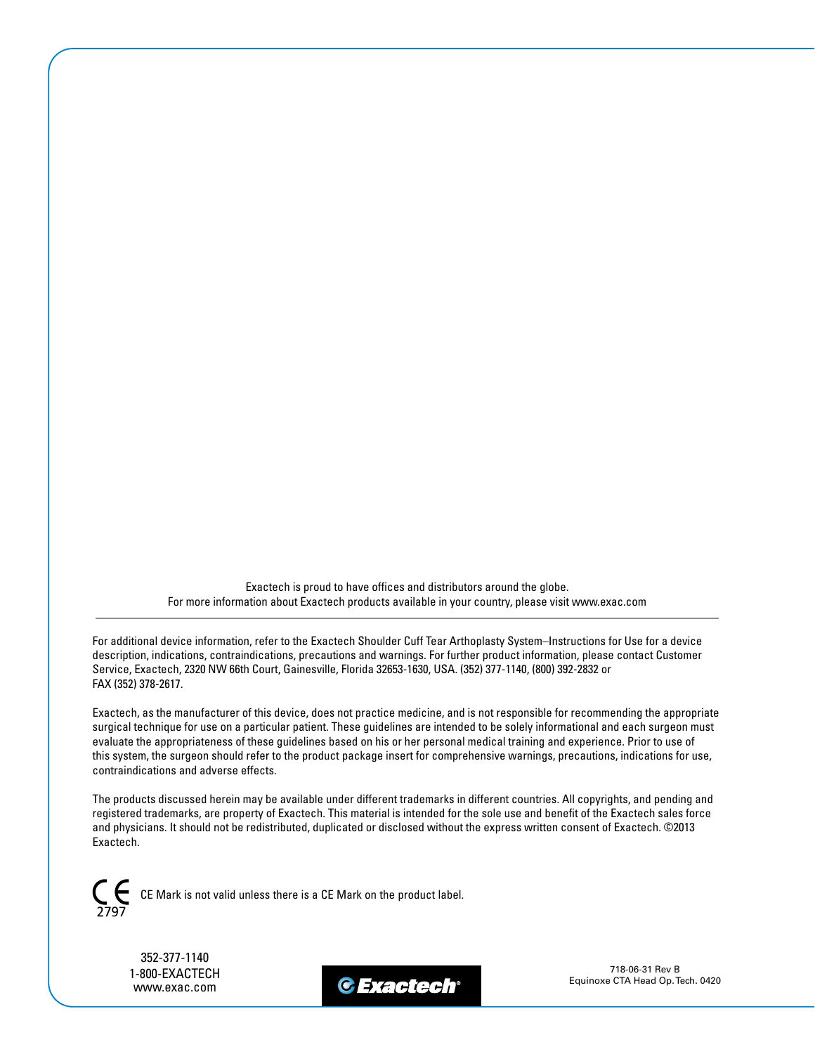Exactech is proud to have offices and distributors around the globe.
For more information about Exactech products available in your country, please visit www.exac.com

---

For additional device information, refer to the Exactech Shoulder Cuff Tear Arthoplasty System–Instructions for Use for a device description, indications, contraindications, precautions and warnings. For further product information, please contact Customer Service, Exactech, 2320 NW 66th Court, Gainesville, Florida 32653-1630, USA. (352) 377-1140, (800) 392-2832 or FAX (352) 378-2617.

Exactech, as the manufacturer of this device, does not practice medicine, and is not responsible for recommending the appropriate surgical technique for use on a particular patient. These guidelines are intended to be solely informational and each surgeon must evaluate the appropriateness of these guidelines based on his or her personal medical training and experience. Prior to use of this system, the surgeon should refer to the product package insert for comprehensive warnings, precautions, indications for use, contraindications and adverse effects.

The products discussed herein may be available under different trademarks in different countries. All copyrights, and pending and registered trademarks, are property of Exactech. This material is intended for the sole use and benefit of the Exactech sales force and physicians. It should not be redistributed, duplicated or disclosed without the express written consent of Exactech. ©2013 Exactech.

CE 2797 CE Mark is not valid unless there is a CE Mark on the product label.

352-377-1140
1-800-EXACTECH
www.exac.com

Exactech®

718-06-31 Rev B
Equinoxe CTA Head Op. Tech. 0420